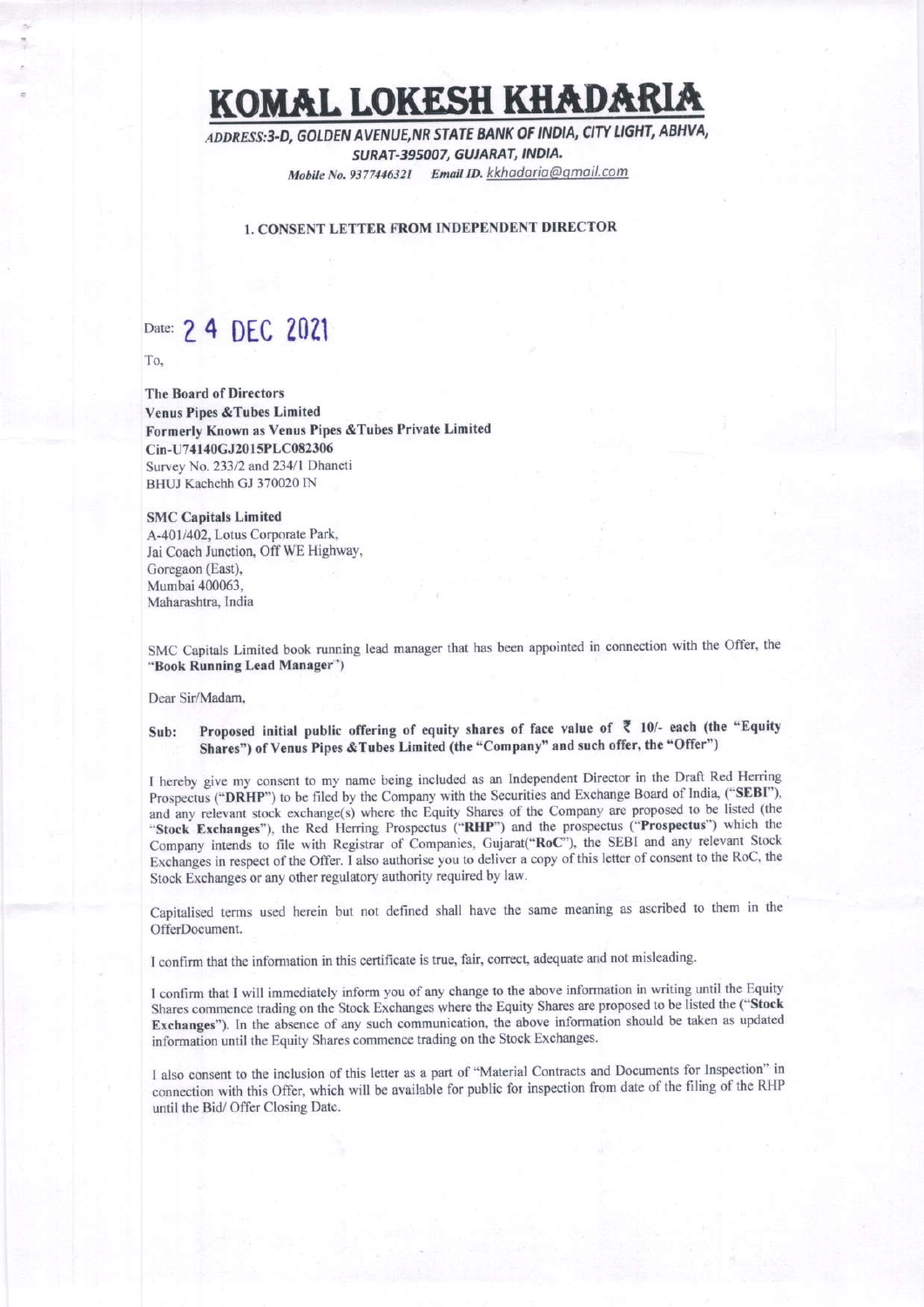# KOMAL LOKESH KHADARIA

*ADDRESS:3-D, GOLDEN AVENUE,NR STATE BANK OF INDIA, CITY LIGHT, ABHVA, SURAT-395007, GUJARAT, INDIA.*

*Mobile No. 9377446321 Email ID. kkhadaria@gmail.com*

**1. CONSENT LETTER FROM INDEPENDENT DIRECTOR**

Date: 24 DEC 2021

To,

**The Board of Directors**
**Venus Pipes &Tubes Limited**
**Formerly Known as Venus Pipes &Tubes Private Limited**
**Cin-U74140GJ2015PLC082306**
Survey No. 233/2 and 234/1 Dhaneti
BHUJ Kachchh GJ 370020 IN

**SMC Capitals Limited**
A-401/402, Lotus Corporate Park,
Jai Coach Junction, Off WE Highway,
Goregaon (East),
Mumbai 400063,
Maharashtra, India

SMC Capitals Limited book running lead manager that has been appointed in connection with the Offer, the "**Book Running Lead Manager**")

Dear Sir/Madam,

**Sub: Proposed initial public offering of equity shares of face value of ₹ 10/- each (the "Equity Shares") of Venus Pipes &Tubes Limited (the "Company" and such offer, the "Offer")**

I hereby give my consent to my name being included as an Independent Director in the Draft Red Herring Prospectus ("**DRHP**") to be filed by the Company with the Securities and Exchange Board of India, ("**SEBI**"), and any relevant stock exchange(s) where the Equity Shares of the Company are proposed to be listed (the "**Stock Exchanges**"), the Red Herring Prospectus ("**RHP**") and the prospectus ("**Prospectus**") which the Company intends to file with Registrar of Companies, Gujarat("**RoC**"), the SEBI and any relevant Stock Exchanges in respect of the Offer. I also authorise you to deliver a copy of this letter of consent to the RoC, the Stock Exchanges or any other regulatory authority required by law.

Capitalised terms used herein but not defined shall have the same meaning as ascribed to them in the OfferDocument.

I confirm that the information in this certificate is true, fair, correct, adequate and not misleading.

I confirm that I will immediately inform you of any change to the above information in writing until the Equity Shares commence trading on the Stock Exchanges where the Equity Shares are proposed to be listed the ("**Stock Exchanges**"). In the absence of any such communication, the above information should be taken as updated information until the Equity Shares commence trading on the Stock Exchanges.

I also consent to the inclusion of this letter as a part of "Material Contracts and Documents for Inspection" in connection with this Offer, which will be available for public for inspection from date of the filing of the RHP until the Bid/ Offer Closing Date.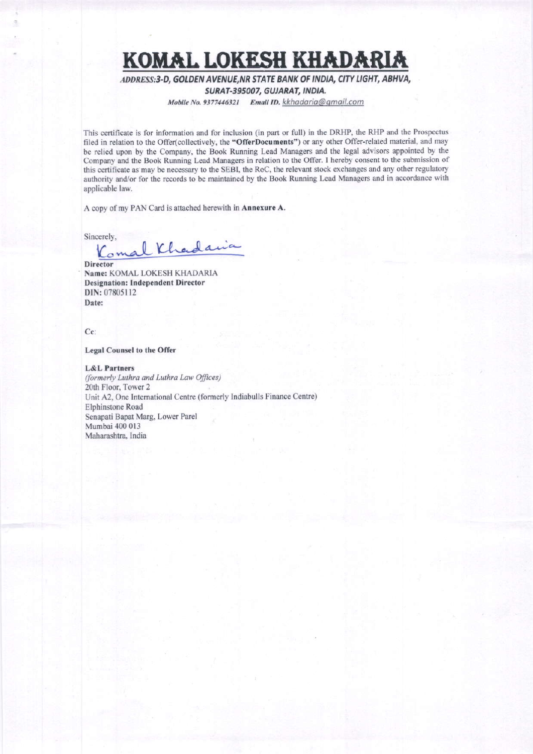# KOMAL LOKESH KHADARIA

***ADDRESS:3-D, GOLDEN AVENUE,NR STATE BANK OF INDIA, CITY LIGHT, ABHVA, SURAT-395007, GUJARAT, INDIA.***

***Mobile No. 9377446321 Email ID.*** kkhadaria@gmail.com

This certificate is for information and for inclusion (in part or full) in the DRHP, the RHP and the Prospectus filed in relation to the Offer(collectively, the **"OfferDocuments"**) or any other Offer-related material, and may be relied upon by the Company, the Book Running Lead Managers and the legal advisors appointed by the Company and the Book Running Lead Managers in relation to the Offer. I hereby consent to the submission of this certificate as may be necessary to the SEBI, the RoC, the relevant stock exchanges and any other regulatory authority and/or for the records to be maintained by the Book Running Lead Managers and in accordance with applicable law.

A copy of my PAN Card is attached herewith in **Annexure A**.

Sincerely,

Komal Khadaria

**Director**
**Name:** KOMAL LOKESH KHADARIA
**Designation: Independent Director**
**DIN:** 07805112
**Date:**

Cc:

**Legal Counsel to the Offer**

**L&L Partners**
*(formerly Luthra and Luthra Law Offices)*
20th Floor, Tower 2
Unit A2, One International Centre (formerly Indiabulls Finance Centre)
Elphinstone Road
Senapati Bapat Marg, Lower Parel
Mumbai 400 013
Maharashtra, India